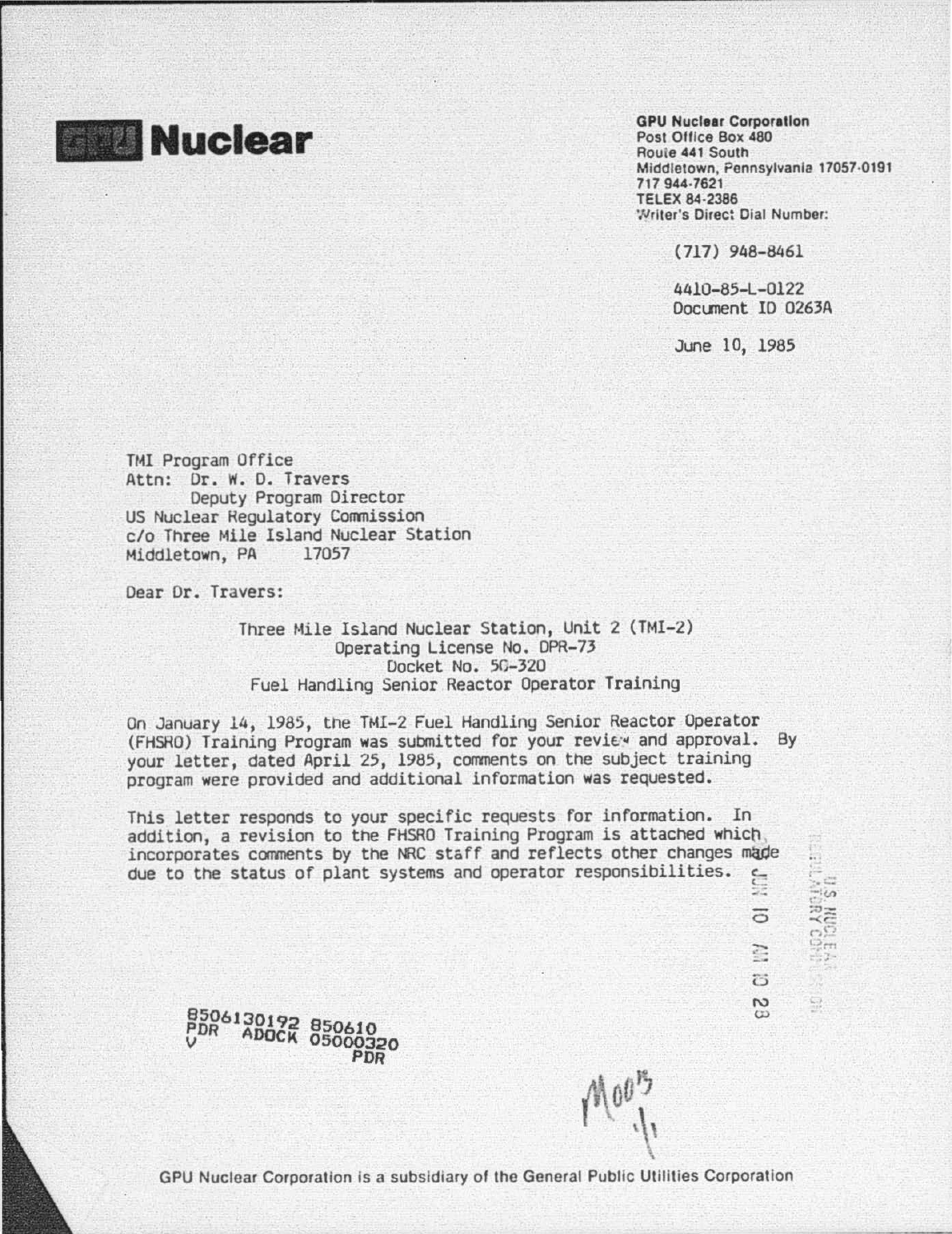# GPU Nuclear

**GPU Nuclear Corporation**
Post Office Box 480
Route 441 South
Middletown, Pennsylvania 17057-0191
717 944-7621
TELEX 84-2386
Writer's Direct Dial Number:

(717) 948-8461

4410-85-L-0122
Document ID 0263A

June 10, 1985

TMI Program Office
Attn: Dr. W. D. Travers
Deputy Program Director
US Nuclear Regulatory Commission
c/o Three Mile Island Nuclear Station
Middletown, PA 17057

Dear Dr. Travers:

Three Mile Island Nuclear Station, Unit 2 (TMI-2)
Operating License No. DPR-73
Docket No. 50-320
Fuel Handling Senior Reactor Operator Training

On January 14, 1985, the TMI-2 Fuel Handling Senior Reactor Operator (FHSRO) Training Program was submitted for your review and approval. By your letter, dated April 25, 1985, comments on the subject training program were provided and additional information was requested.

This letter responds to your specific requests for information. In addition, a revision to the FHSRO Training Program is attached which incorporates comments by the NRC staff and reflects other changes made due to the status of plant systems and operator responsibilities.

U.S. NUCLEAR REGULATORY COMMISSION
JUN 10 AM 10 28

8506130192 850610
PDR ADOCK 05000320
V PDR

A001
1/1

GPU Nuclear Corporation is a subsidiary of the General Public Utilities Corporation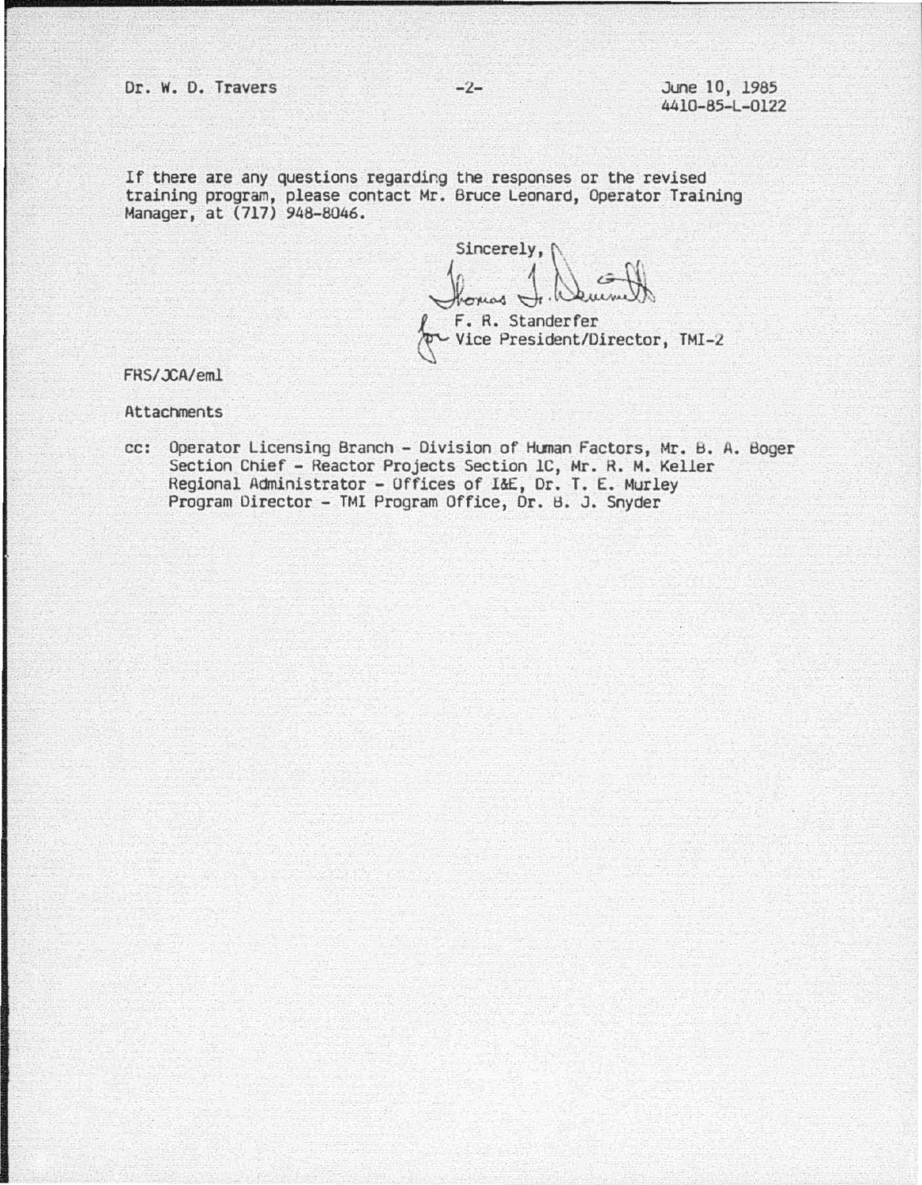Dr. W. D. Travers

June 10, 1985
4410-85-L-0122

If there are any questions regarding the responses or the revised training program, please contact Mr. Bruce Leonard, Operator Training Manager, at (717) 948-8046.

Sincerely,

Thomas J. Demmitt
for F. R. Standerfer
Vice President/Director, TMI-2

FRS/JCA/eml

Attachments

cc: Operator Licensing Branch - Division of Human Factors, Mr. B. A. Boger
Section Chief - Reactor Projects Section 1C, Mr. R. M. Keller
Regional Administrator - Offices of I&E, Dr. T. E. Murley
Program Director - TMI Program Office, Dr. B. J. Snyder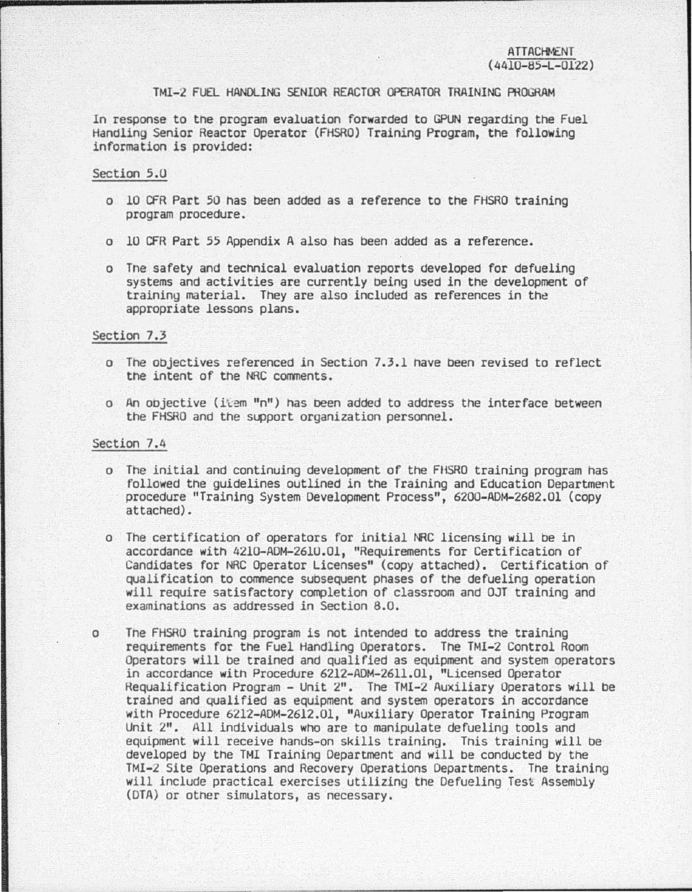ATTACHMENT
(4410-85-L-0122)

# TMI-2 FUEL HANDLING SENIOR REACTOR OPERATOR TRAINING PROGRAM

In response to the program evaluation forwarded to GPUN regarding the Fuel Handling Senior Reactor Operator (FHSRO) Training Program, the following information is provided:

## Section 5.0

- 10 CFR Part 50 has been added as a reference to the FHSRO training program procedure.
- 10 CFR Part 55 Appendix A also has been added as a reference.
- The safety and technical evaluation reports developed for defueling systems and activities are currently being used in the development of training material. They are also included as references in the appropriate lessons plans.

## Section 7.3

- The objectives referenced in Section 7.3.1 have been revised to reflect the intent of the NRC comments.
- An objective (item "n") has been added to address the interface between the FHSRO and the support organization personnel.

## Section 7.4

- The initial and continuing development of the FHSRO training program has followed the guidelines outlined in the Training and Education Department procedure "Training System Development Process", 6200-ADM-2682.01 (copy attached).
- The certification of operators for initial NRC licensing will be in accordance with 4210-ADM-2610.01, "Requirements for Certification of Candidates for NRC Operator Licenses" (copy attached). Certification of qualification to commence subsequent phases of the defueling operation will require satisfactory completion of classroom and OJT training and examinations as addressed in Section 8.0.
- The FHSRO training program is not intended to address the training requirements for the Fuel Handling Operators. The TMI-2 Control Room Operators will be trained and qualified as equipment and system operators in accordance with Procedure 6212-ADM-2611.01, "Licensed Operator Requalification Program - Unit 2". The TMI-2 Auxiliary Operators will be trained and qualified as equipment and system operators in accordance with Procedure 6212-ADM-2612.01, "Auxiliary Operator Training Program Unit 2". All individuals who are to manipulate defueling tools and equipment will receive hands-on skills training. This training will be developed by the TMI Training Department and will be conducted by the TMI-2 Site Operations and Recovery Operations Departments. The training will include practical exercises utilizing the Defueling Test Assembly (DTA) or other simulators, as necessary.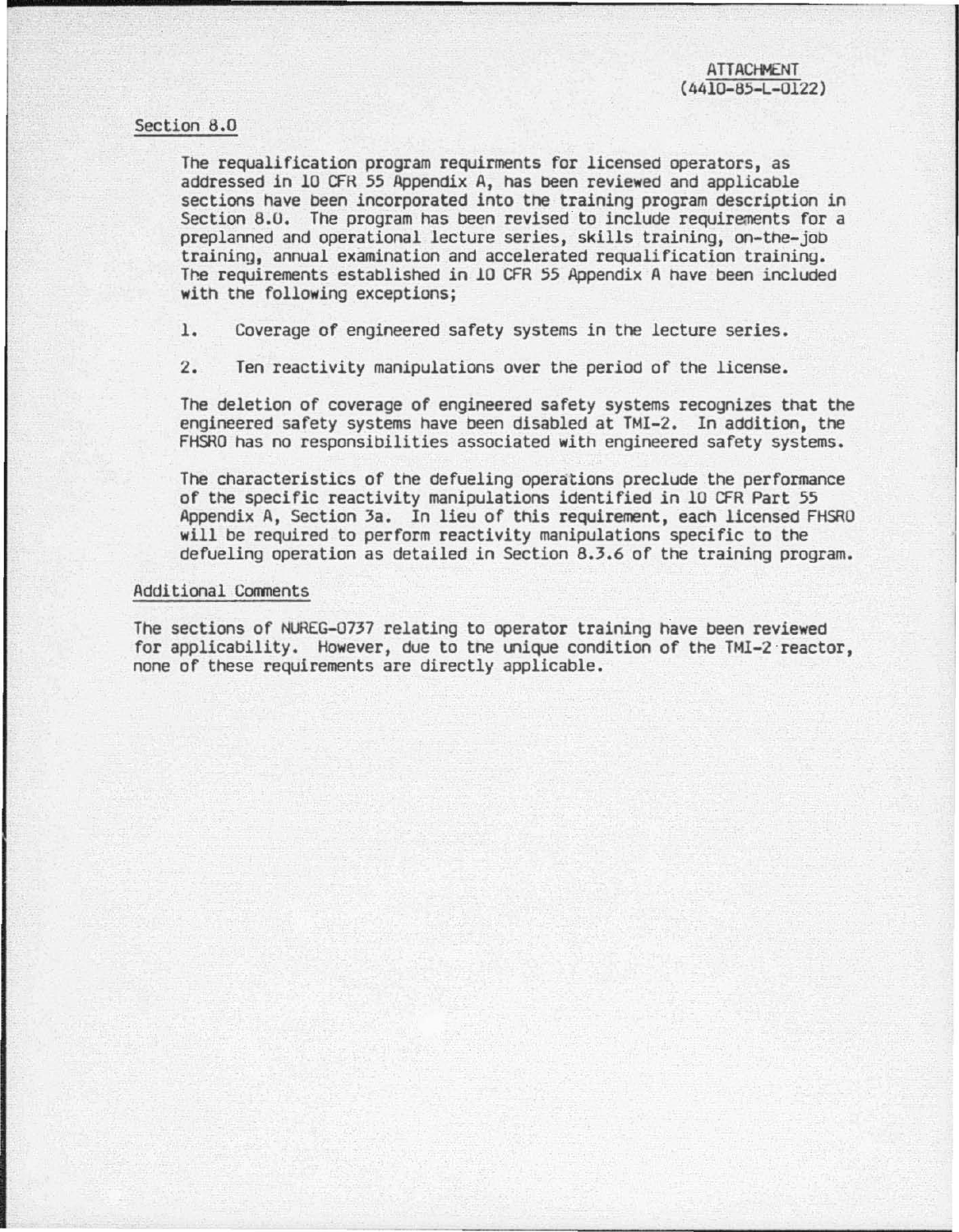ATTACHMENT
(4410-85-L-0122)

Section 8.0

The requalification program requirments for licensed operators, as addressed in 10 CFR 55 Appendix A, has been reviewed and applicable sections have been incorporated into the training program description in Section 8.0. The program has been revised to include requirements for a preplanned and operational lecture series, skills training, on-the-job training, annual examination and accelerated requalification training. The requirements established in 10 CFR 55 Appendix A have been included with the following exceptions;

1. Coverage of engineered safety systems in the lecture series.

2. Ten reactivity manipulations over the period of the license.

The deletion of coverage of engineered safety systems recognizes that the engineered safety systems have been disabled at TMI-2. In addition, the FHSRO has no responsibilities associated with engineered safety systems.

The characteristics of the defueling operations preclude the performance of the specific reactivity manipulations identified in 10 CFR Part 55 Appendix A, Section 3a. In lieu of this requirement, each licensed FHSRO will be required to perform reactivity manipulations specific to the defueling operation as detailed in Section 8.3.6 of the training program.

Additional Comments

The sections of NUREG-0737 relating to operator training have been reviewed for applicability. However, due to the unique condition of the TMI-2 reactor, none of these requirements are directly applicable.